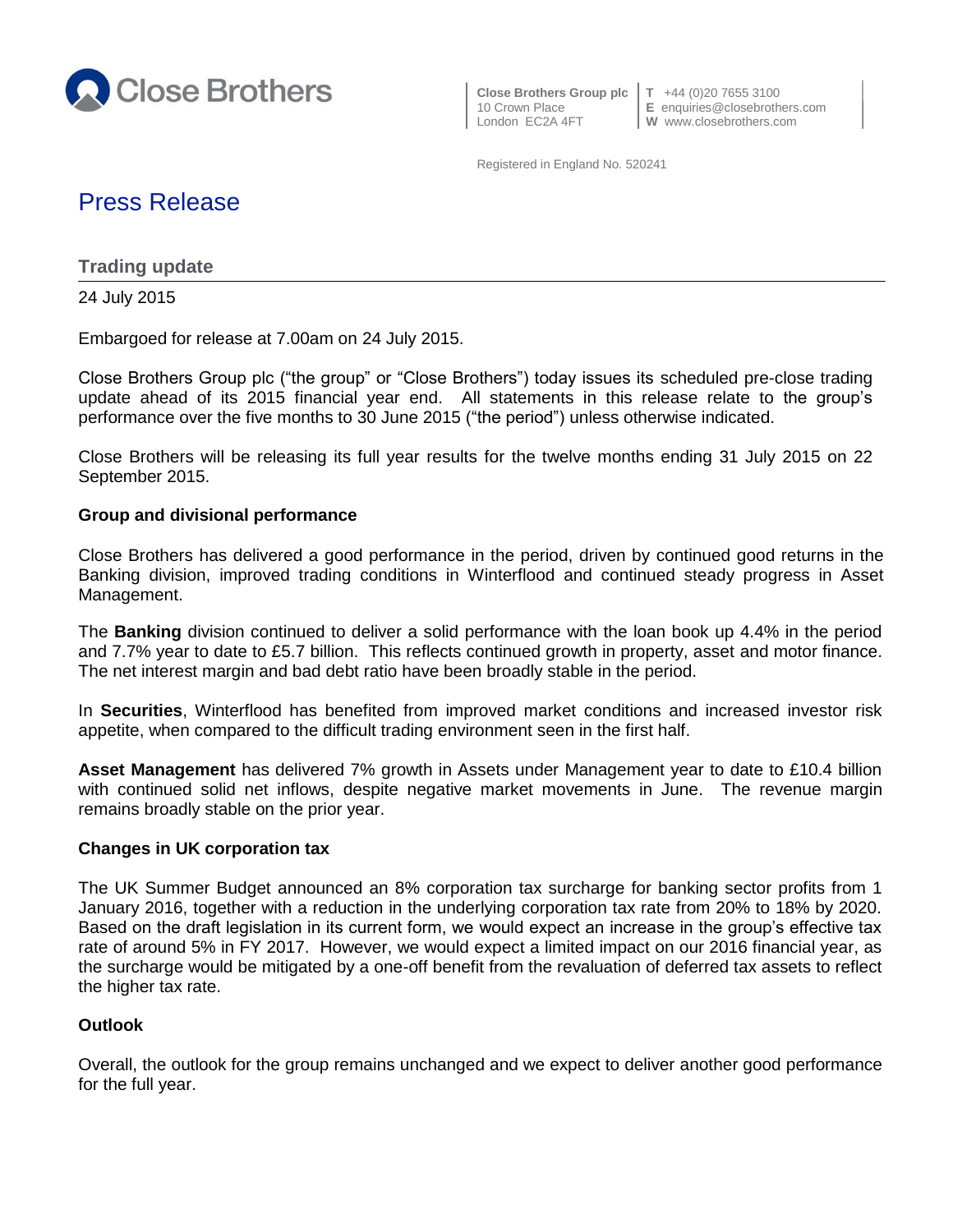Close Brothers

**Close Brothers Group plc**
10 Crown Place
London EC2A 4FT

**T** +44 (0)20 7655 3100
**E** enquiries@closebrothers.com
**W** www.closebrothers.com

Registered in England No. 520241

# Press Release

## Trading update

24 July 2015

Embargoed for release at 7.00am on 24 July 2015.

Close Brothers Group plc ("the group" or "Close Brothers") today issues its scheduled pre-close trading update ahead of its 2015 financial year end. All statements in this release relate to the group's performance over the five months to 30 June 2015 ("the period") unless otherwise indicated.

Close Brothers will be releasing its full year results for the twelve months ending 31 July 2015 on 22 September 2015.

### Group and divisional performance

Close Brothers has delivered a good performance in the period, driven by continued good returns in the Banking division, improved trading conditions in Winterflood and continued steady progress in Asset Management.

The **Banking** division continued to deliver a solid performance with the loan book up 4.4% in the period and 7.7% year to date to £5.7 billion. This reflects continued growth in property, asset and motor finance. The net interest margin and bad debt ratio have been broadly stable in the period.

In **Securities**, Winterflood has benefited from improved market conditions and increased investor risk appetite, when compared to the difficult trading environment seen in the first half.

**Asset Management** has delivered 7% growth in Assets under Management year to date to £10.4 billion with continued solid net inflows, despite negative market movements in June. The revenue margin remains broadly stable on the prior year.

### Changes in UK corporation tax

The UK Summer Budget announced an 8% corporation tax surcharge for banking sector profits from 1 January 2016, together with a reduction in the underlying corporation tax rate from 20% to 18% by 2020. Based on the draft legislation in its current form, we would expect an increase in the group's effective tax rate of around 5% in FY 2017. However, we would expect a limited impact on our 2016 financial year, as the surcharge would be mitigated by a one-off benefit from the revaluation of deferred tax assets to reflect the higher tax rate.

### Outlook

Overall, the outlook for the group remains unchanged and we expect to deliver another good performance for the full year.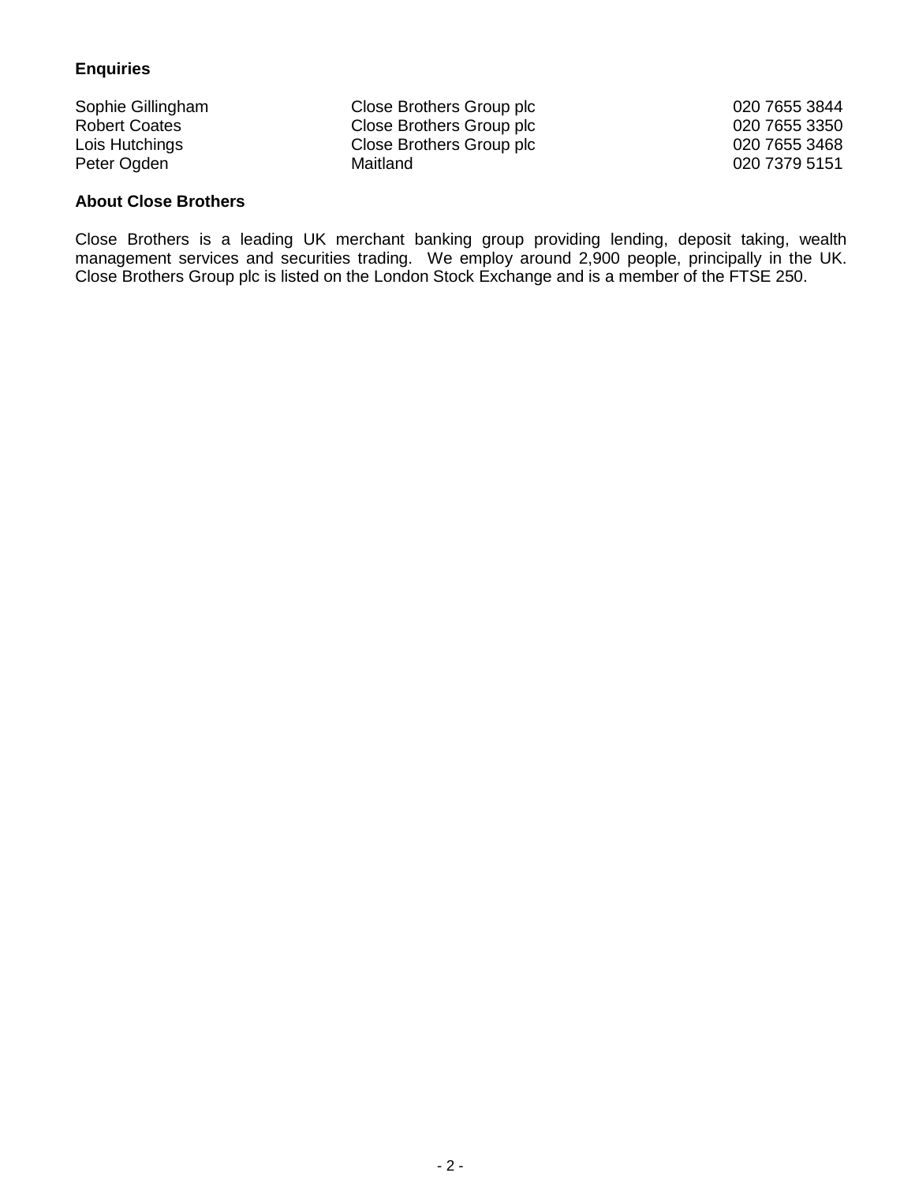**Enquiries**

| | | |
|---|---|---|
| Sophie Gillingham | Close Brothers Group plc | 020 7655 3844 |
| Robert Coates | Close Brothers Group plc | 020 7655 3350 |
| Lois Hutchings | Close Brothers Group plc | 020 7655 3468 |
| Peter Ogden | Maitland | 020 7379 5151 |

**About Close Brothers**

Close Brothers is a leading UK merchant banking group providing lending, deposit taking, wealth management services and securities trading. We employ around 2,900 people, principally in the UK. Close Brothers Group plc is listed on the London Stock Exchange and is a member of the FTSE 250.